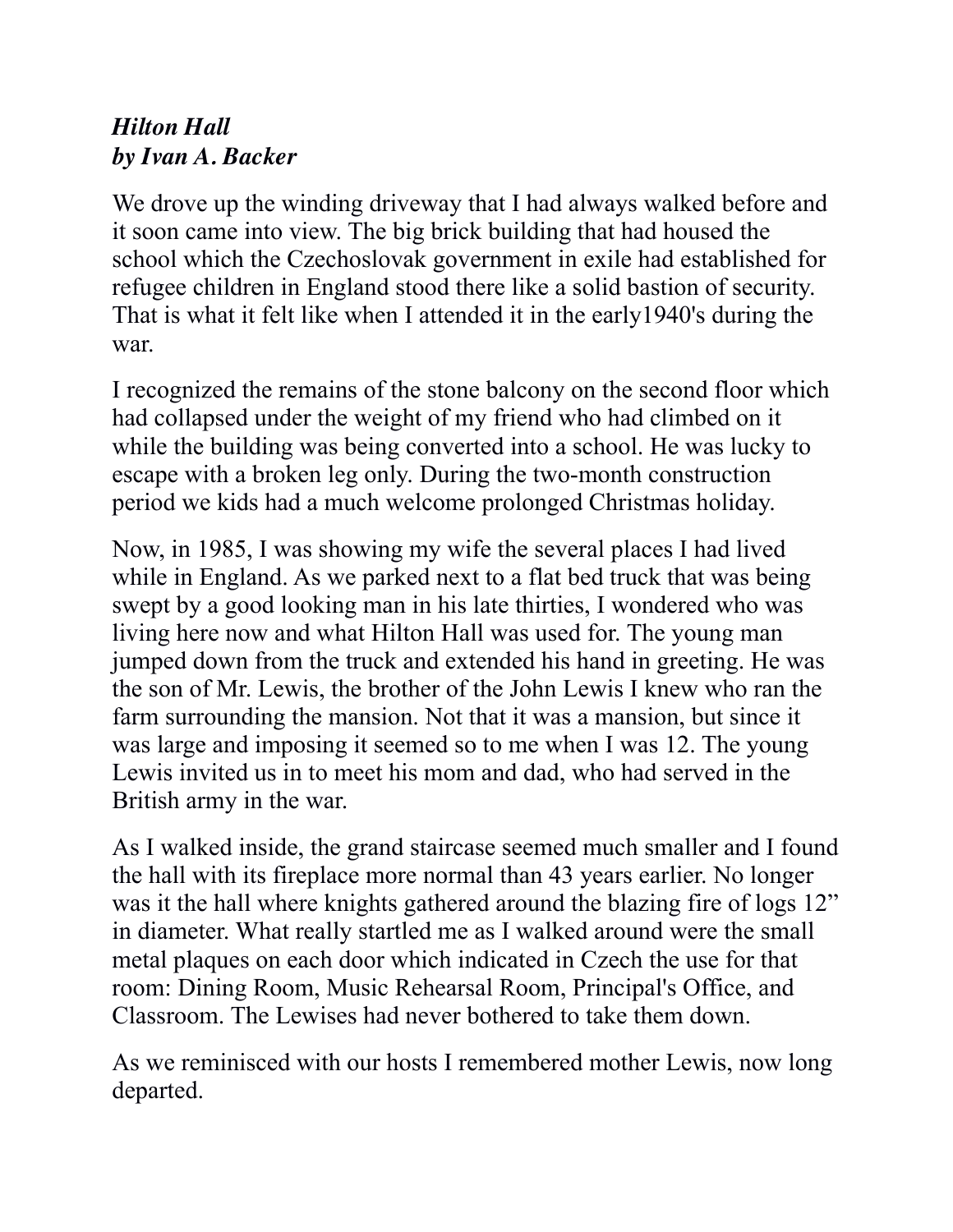***Hilton Hall***
***by Ivan A. Backer***

We drove up the winding driveway that I had always walked before and it soon came into view. The big brick building that had housed the school which the Czechoslovak government in exile had established for refugee children in England stood there like a solid bastion of security. That is what it felt like when I attended it in the early1940's during the war.

I recognized the remains of the stone balcony on the second floor which had collapsed under the weight of my friend who had climbed on it while the building was being converted into a school. He was lucky to escape with a broken leg only. During the two-month construction period we kids had a much welcome prolonged Christmas holiday.

Now, in 1985, I was showing my wife the several places I had lived while in England. As we parked next to a flat bed truck that was being swept by a good looking man in his late thirties, I wondered who was living here now and what Hilton Hall was used for. The young man jumped down from the truck and extended his hand in greeting. He was the son of Mr. Lewis, the brother of the John Lewis I knew who ran the farm surrounding the mansion. Not that it was a mansion, but since it was large and imposing it seemed so to me when I was 12. The young Lewis invited us in to meet his mom and dad, who had served in the British army in the war.

As I walked inside, the grand staircase seemed much smaller and I found the hall with its fireplace more normal than 43 years earlier. No longer was it the hall where knights gathered around the blazing fire of logs 12" in diameter. What really startled me as I walked around were the small metal plaques on each door which indicated in Czech the use for that room: Dining Room, Music Rehearsal Room, Principal's Office, and Classroom. The Lewises had never bothered to take them down.

As we reminisced with our hosts I remembered mother Lewis, now long departed.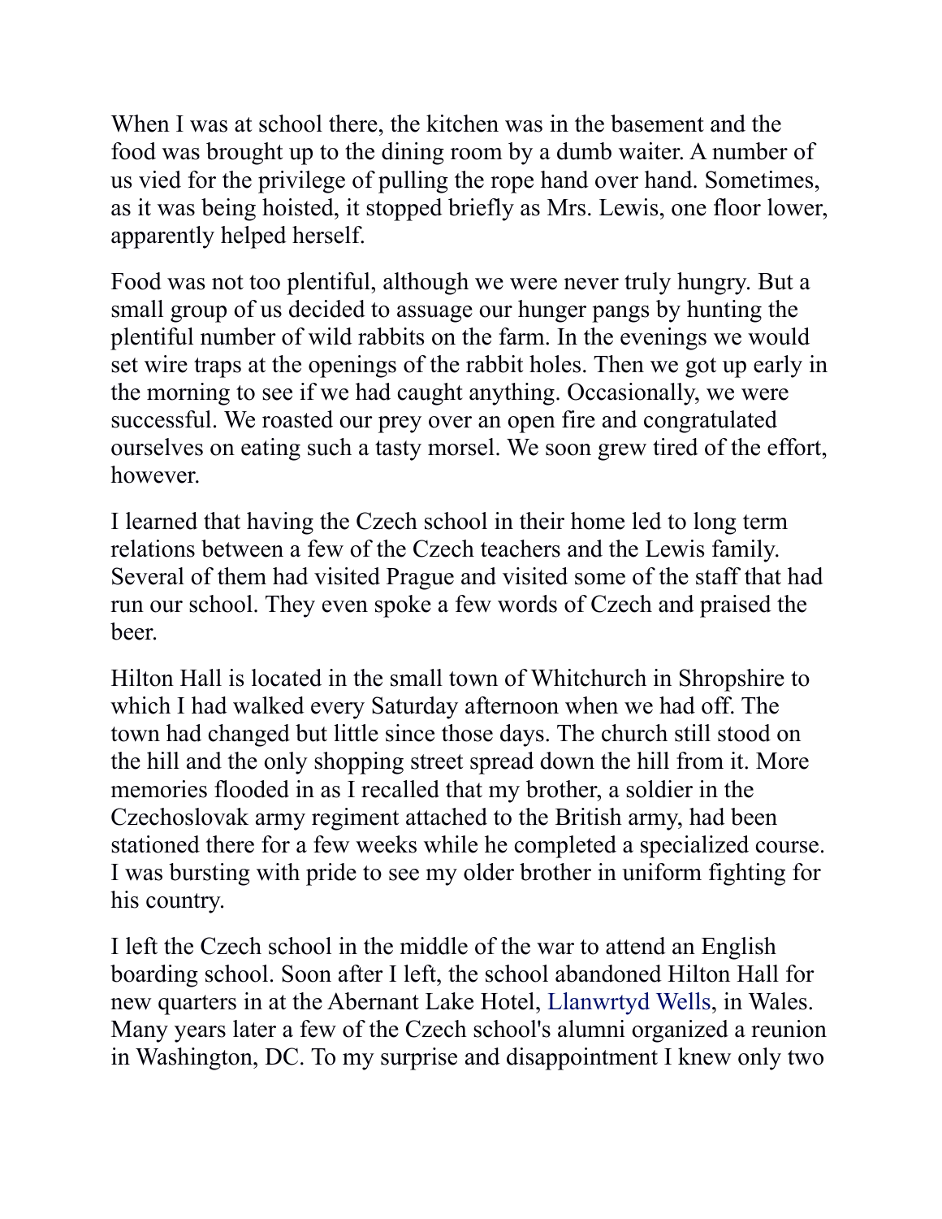When I was at school there, the kitchen was in the basement and the food was brought up to the dining room by a dumb waiter. A number of us vied for the privilege of pulling the rope hand over hand. Sometimes, as it was being hoisted, it stopped briefly as Mrs. Lewis, one floor lower, apparently helped herself.

Food was not too plentiful, although we were never truly hungry. But a small group of us decided to assuage our hunger pangs by hunting the plentiful number of wild rabbits on the farm. In the evenings we would set wire traps at the openings of the rabbit holes. Then we got up early in the morning to see if we had caught anything. Occasionally, we were successful. We roasted our prey over an open fire and congratulated ourselves on eating such a tasty morsel. We soon grew tired of the effort, however.

I learned that having the Czech school in their home led to long term relations between a few of the Czech teachers and the Lewis family. Several of them had visited Prague and visited some of the staff that had run our school. They even spoke a few words of Czech and praised the beer.

Hilton Hall is located in the small town of Whitchurch in Shropshire to which I had walked every Saturday afternoon when we had off. The town had changed but little since those days. The church still stood on the hill and the only shopping street spread down the hill from it. More memories flooded in as I recalled that my brother, a soldier in the Czechoslovak army regiment attached to the British army, had been stationed there for a few weeks while he completed a specialized course. I was bursting with pride to see my older brother in uniform fighting for his country.

I left the Czech school in the middle of the war to attend an English boarding school. Soon after I left, the school abandoned Hilton Hall for new quarters in at the Abernant Lake Hotel, Llanwrtyd Wells, in Wales. Many years later a few of the Czech school's alumni organized a reunion in Washington, DC. To my surprise and disappointment I knew only two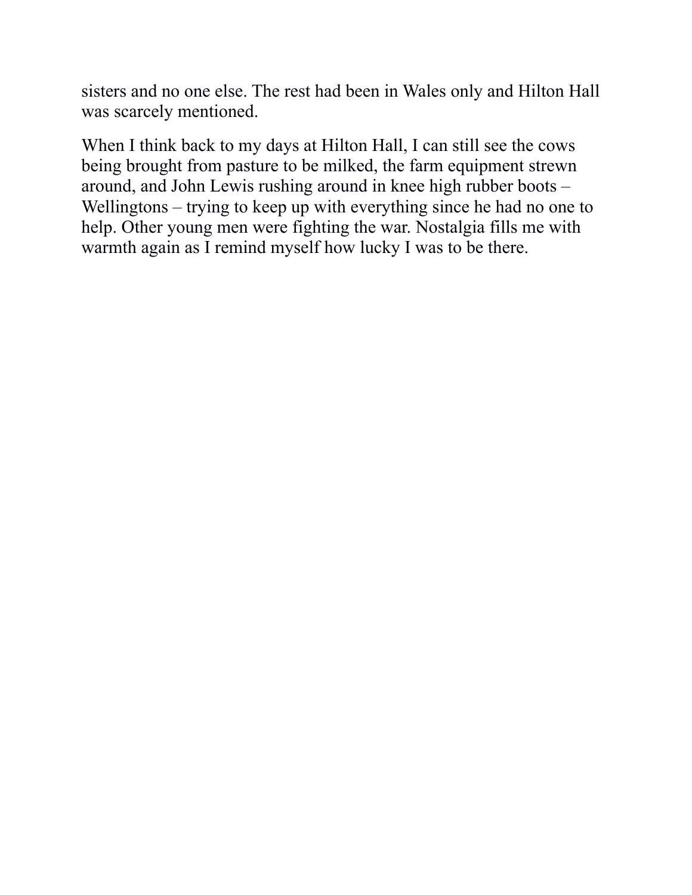sisters and no one else. The rest had been in Wales only and Hilton Hall was scarcely mentioned.

When I think back to my days at Hilton Hall, I can still see the cows being brought from pasture to be milked, the farm equipment strewn around, and John Lewis rushing around in knee high rubber boots – Wellingtons – trying to keep up with everything since he had no one to help. Other young men were fighting the war. Nostalgia fills me with warmth again as I remind myself how lucky I was to be there.